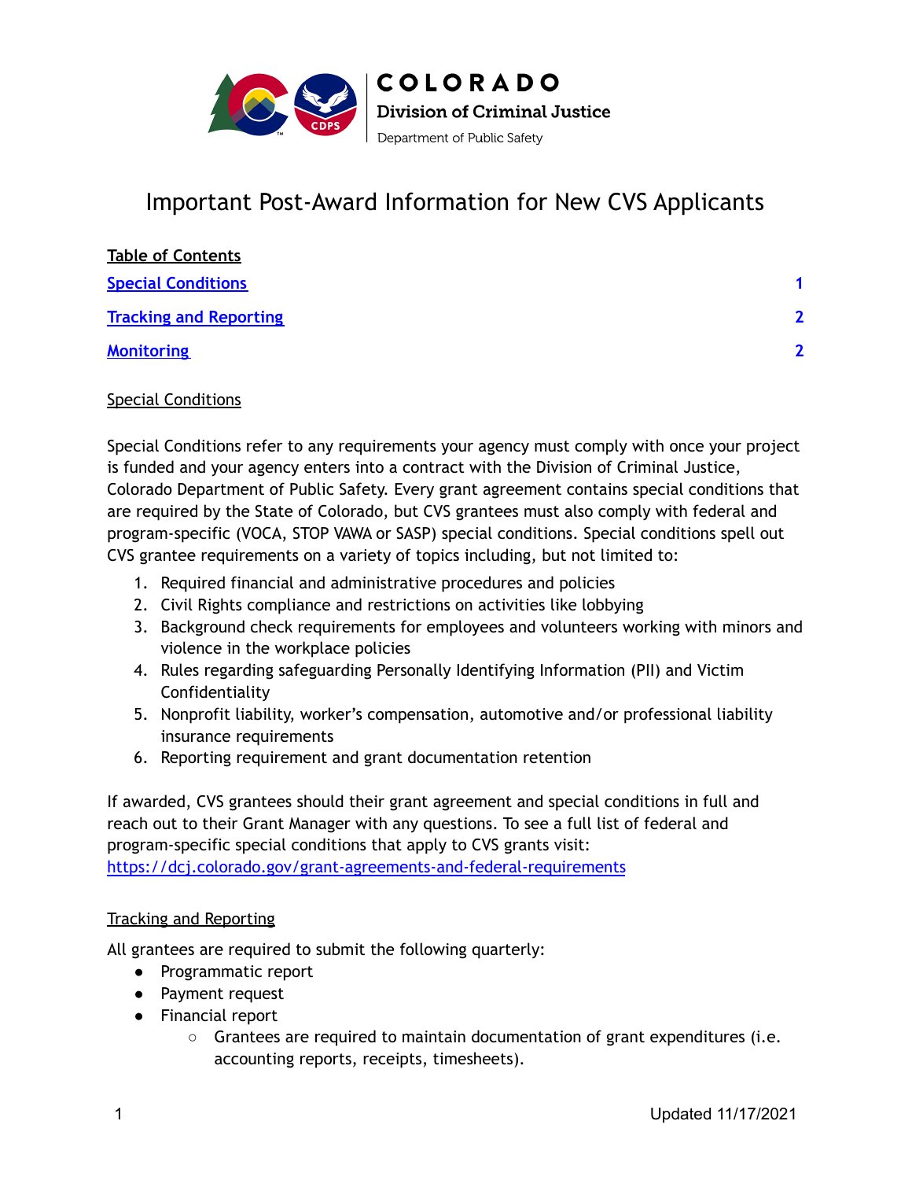COLORADO

Division of Criminal Justice

Department of Public Safety

# Important Post-Award Information for New CVS Applicants

**Table of Contents**

| | |
|---|---|
| [Special Conditions](#special-conditions) | 1 |
| [Tracking and Reporting](#tracking-and-reporting) | 2 |
| [Monitoring](#monitoring) | 2 |

## Special Conditions

Special Conditions refer to any requirements your agency must comply with once your project is funded and your agency enters into a contract with the Division of Criminal Justice, Colorado Department of Public Safety. Every grant agreement contains special conditions that are required by the State of Colorado, but CVS grantees must also comply with federal and program-specific (VOCA, STOP VAWA or SASP) special conditions. Special conditions spell out CVS grantee requirements on a variety of topics including, but not limited to:

1. Required financial and administrative procedures and policies
2. Civil Rights compliance and restrictions on activities like lobbying
3. Background check requirements for employees and volunteers working with minors and violence in the workplace policies
4. Rules regarding safeguarding Personally Identifying Information (PII) and Victim Confidentiality
5. Nonprofit liability, worker's compensation, automotive and/or professional liability insurance requirements
6. Reporting requirement and grant documentation retention

If awarded, CVS grantees should their grant agreement and special conditions in full and reach out to their Grant Manager with any questions. To see a full list of federal and program-specific special conditions that apply to CVS grants visit: [https://dcj.colorado.gov/grant-agreements-and-federal-requirements](https://dcj.colorado.gov/grant-agreements-and-federal-requirements)

## Tracking and Reporting

All grantees are required to submit the following quarterly:

- Programmatic report
- Payment request
- Financial report
  - Grantees are required to maintain documentation of grant expenditures (i.e. accounting reports, receipts, timesheets).

Updated 11/17/2021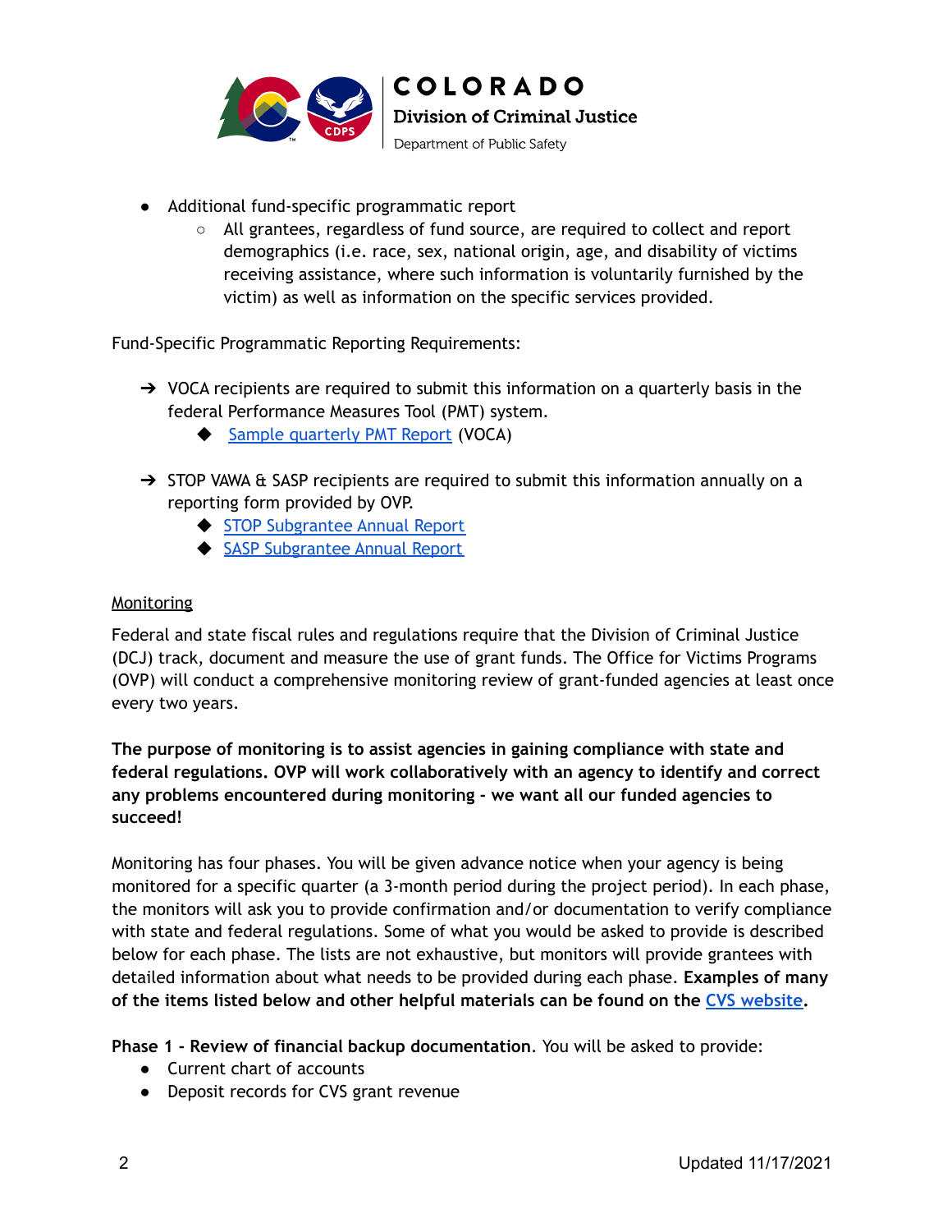- Additional fund-specific programmatic report
  - All grantees, regardless of fund source, are required to collect and report demographics (i.e. race, sex, national origin, age, and disability of victims receiving assistance, where such information is voluntarily furnished by the victim) as well as information on the specific services provided.

Fund-Specific Programmatic Reporting Requirements:

- VOCA recipients are required to submit this information on a quarterly basis in the federal Performance Measures Tool (PMT) system.
  - Sample quarterly PMT Report (VOCA)
- STOP VAWA & SASP recipients are required to submit this information annually on a reporting form provided by OVP.
  - STOP Subgrantee Annual Report
  - SASP Subgrantee Annual Report

Monitoring

Federal and state fiscal rules and regulations require that the Division of Criminal Justice (DCJ) track, document and measure the use of grant funds. The Office for Victims Programs (OVP) will conduct a comprehensive monitoring review of grant-funded agencies at least once every two years.

**The purpose of monitoring is to assist agencies in gaining compliance with state and federal regulations. OVP will work collaboratively with an agency to identify and correct any problems encountered during monitoring - we want all our funded agencies to succeed!**

Monitoring has four phases. You will be given advance notice when your agency is being monitored for a specific quarter (a 3-month period during the project period). In each phase, the monitors will ask you to provide confirmation and/or documentation to verify compliance with state and federal regulations. Some of what you would be asked to provide is described below for each phase. The lists are not exhaustive, but monitors will provide grantees with detailed information about what needs to be provided during each phase. **Examples of many of the items listed below and other helpful materials can be found on the CVS website.**

**Phase 1 - Review of financial backup documentation**. You will be asked to provide:

- Current chart of accounts
- Deposit records for CVS grant revenue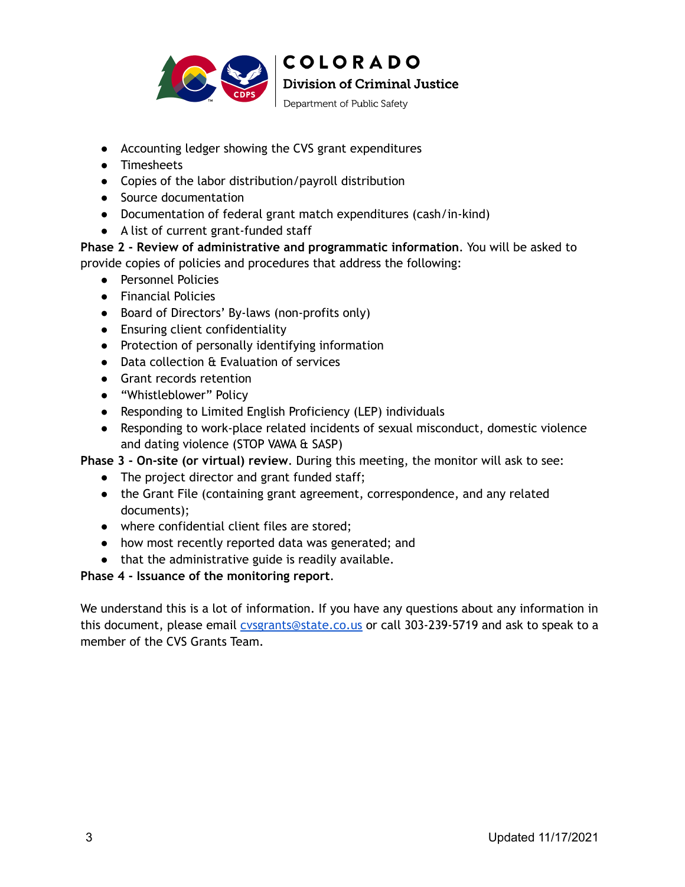- Accounting ledger showing the CVS grant expenditures
- Timesheets
- Copies of the labor distribution/payroll distribution
- Source documentation
- Documentation of federal grant match expenditures (cash/in-kind)
- A list of current grant-funded staff

**Phase 2 - Review of administrative and programmatic information**. You will be asked to provide copies of policies and procedures that address the following:

- Personnel Policies
- Financial Policies
- Board of Directors' By-laws (non-profits only)
- Ensuring client confidentiality
- Protection of personally identifying information
- Data collection & Evaluation of services
- Grant records retention
- "Whistleblower" Policy
- Responding to Limited English Proficiency (LEP) individuals
- Responding to work-place related incidents of sexual misconduct, domestic violence and dating violence (STOP VAWA & SASP)

**Phase 3 - On-site (or virtual) review**. During this meeting, the monitor will ask to see:

- The project director and grant funded staff;
- the Grant File (containing grant agreement, correspondence, and any related documents);
- where confidential client files are stored;
- how most recently reported data was generated; and
- that the administrative guide is readily available.

**Phase 4 - Issuance of the monitoring report**.

We understand this is a lot of information. If you have any questions about any information in this document, please email [cvsgrants@state.co.us](mailto:cvsgrants@state.co.us) or call 303-239-5719 and ask to speak to a member of the CVS Grants Team.